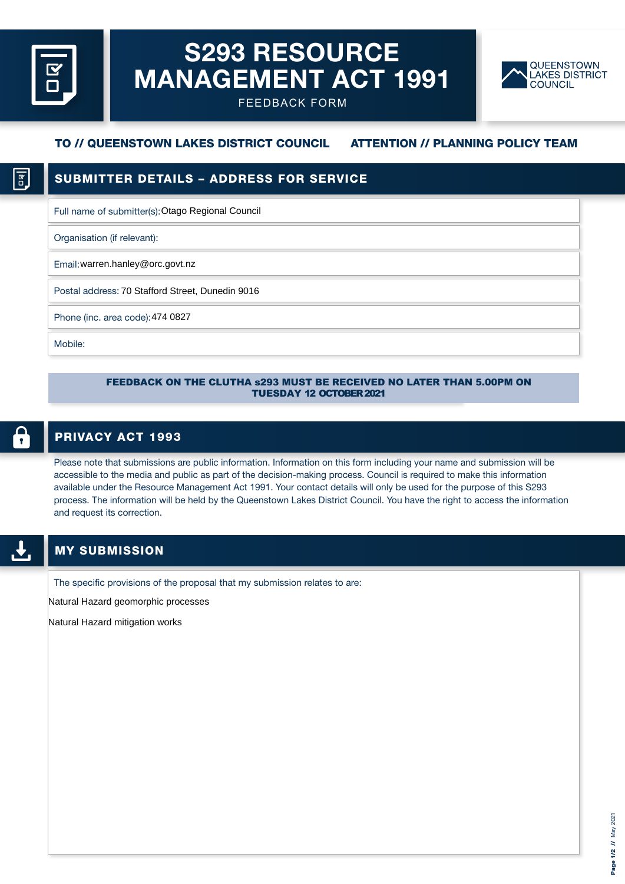# S293 RESOURCE MANAGEMENT ACT 1991

FEEDBACK FORM

QUEENSTOWN LAKES DISTRICT COUNCIL

**TO // QUEENSTOWN LAKES DISTRICT COUNCIL** **ATTENTION // PLANNING POLICY TEAM**

## SUBMITTER DETAILS – ADDRESS FOR SERVICE

Full name of submitter(s): Otago Regional Council

Organisation (if relevant):

Email: warren.hanley@orc.govt.nz

Postal address: 70 Stafford Street, Dunedin 9016

Phone (inc. area code): 474 0827

Mobile:

**FEEDBACK ON THE CLUTHA s293 MUST BE RECEIVED NO LATER THAN 5.00PM ON TUESDAY 12 OCTOBER 2021**

## PRIVACY ACT 1993

Please note that submissions are public information. Information on this form including your name and submission will be accessible to the media and public as part of the decision-making process. Council is required to make this information available under the Resource Management Act 1991. Your contact details will only be used for the purpose of this S293 process. The information will be held by the Queenstown Lakes District Council. You have the right to access the information and request its correction.

## MY SUBMISSION

The specific provisions of the proposal that my submission relates to are:

Natural Hazard geomorphic processes

Natural Hazard mitigation works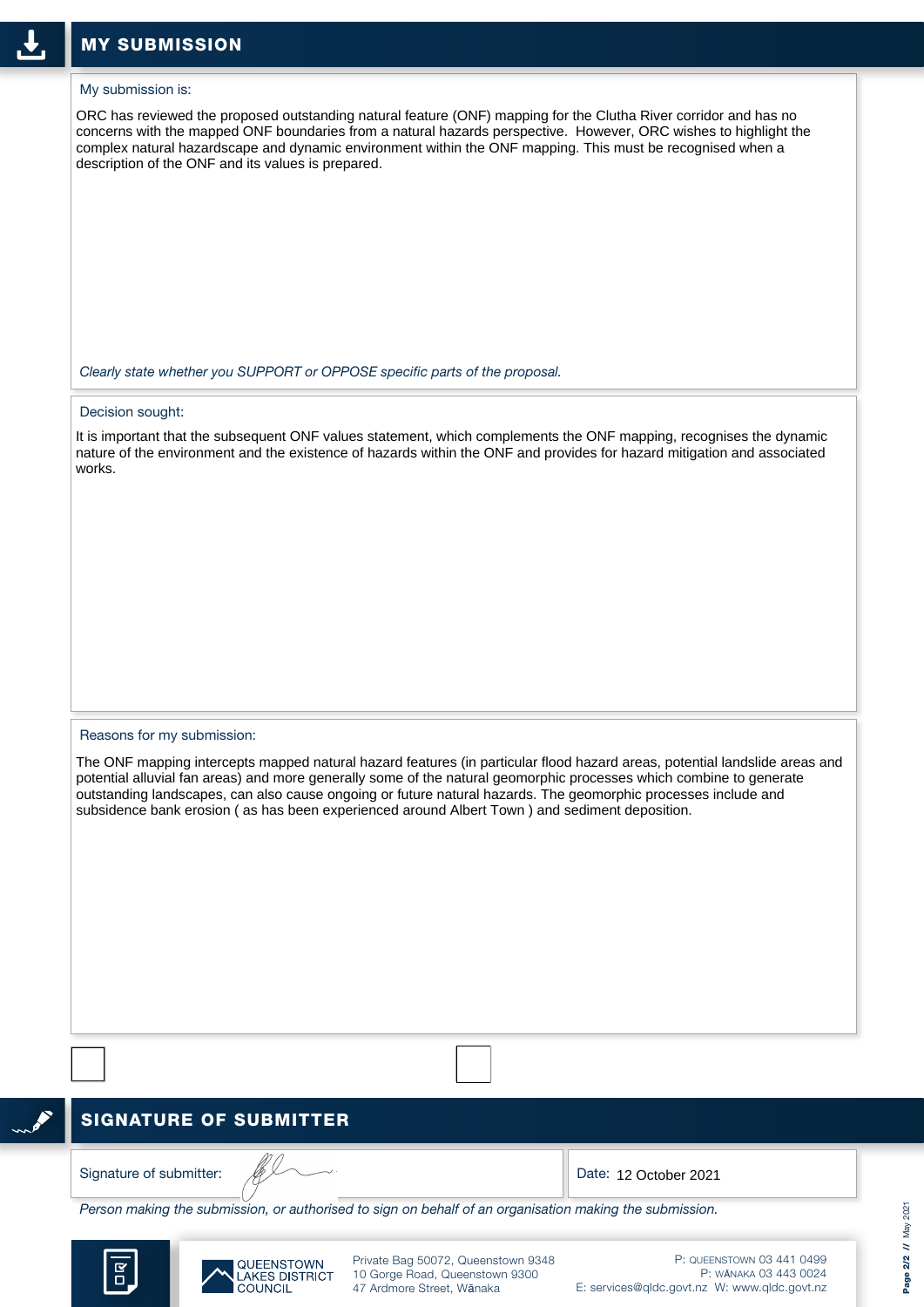## MY SUBMISSION

My submission is:

ORC has reviewed the proposed outstanding natural feature (ONF) mapping for the Clutha River corridor and has no concerns with the mapped ONF boundaries from a natural hazards perspective. However, ORC wishes to highlight the complex natural hazardscape and dynamic environment within the ONF mapping. This must be recognised when a description of the ONF and its values is prepared.

*Clearly state whether you SUPPORT or OPPOSE specific parts of the proposal.*

Decision sought:

It is important that the subsequent ONF values statement, which complements the ONF mapping, recognises the dynamic nature of the environment and the existence of hazards within the ONF and provides for hazard mitigation and associated works.

Reasons for my submission:

The ONF mapping intercepts mapped natural hazard features (in particular flood hazard areas, potential landslide areas and potential alluvial fan areas) and more generally some of the natural geomorphic processes which combine to generate outstanding landscapes, can also cause ongoing or future natural hazards. The geomorphic processes include and subsidence bank erosion ( as has been experienced around Albert Town ) and sediment deposition.

## SIGNATURE OF SUBMITTER

Signature of submitter: [signature]

Date: 12 October 2021

*Person making the submission, or authorised to sign on behalf of an organisation making the submission.*

QUEENSTOWN LAKES DISTRICT COUNCIL

Private Bag 50072, Queenstown 9348
10 Gorge Road, Queenstown 9300
47 Ardmore Street, Wānaka

P: QUEENSTOWN 03 441 0499
P: WĀNAKA 03 443 0024
E: services@qldc.govt.nz W: www.qldc.govt.nz